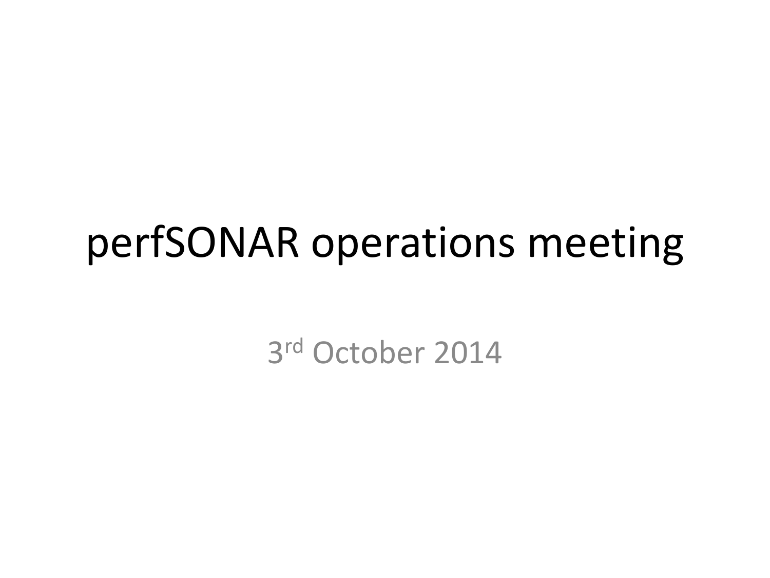# perfSONAR operations meeting

3rd October 2014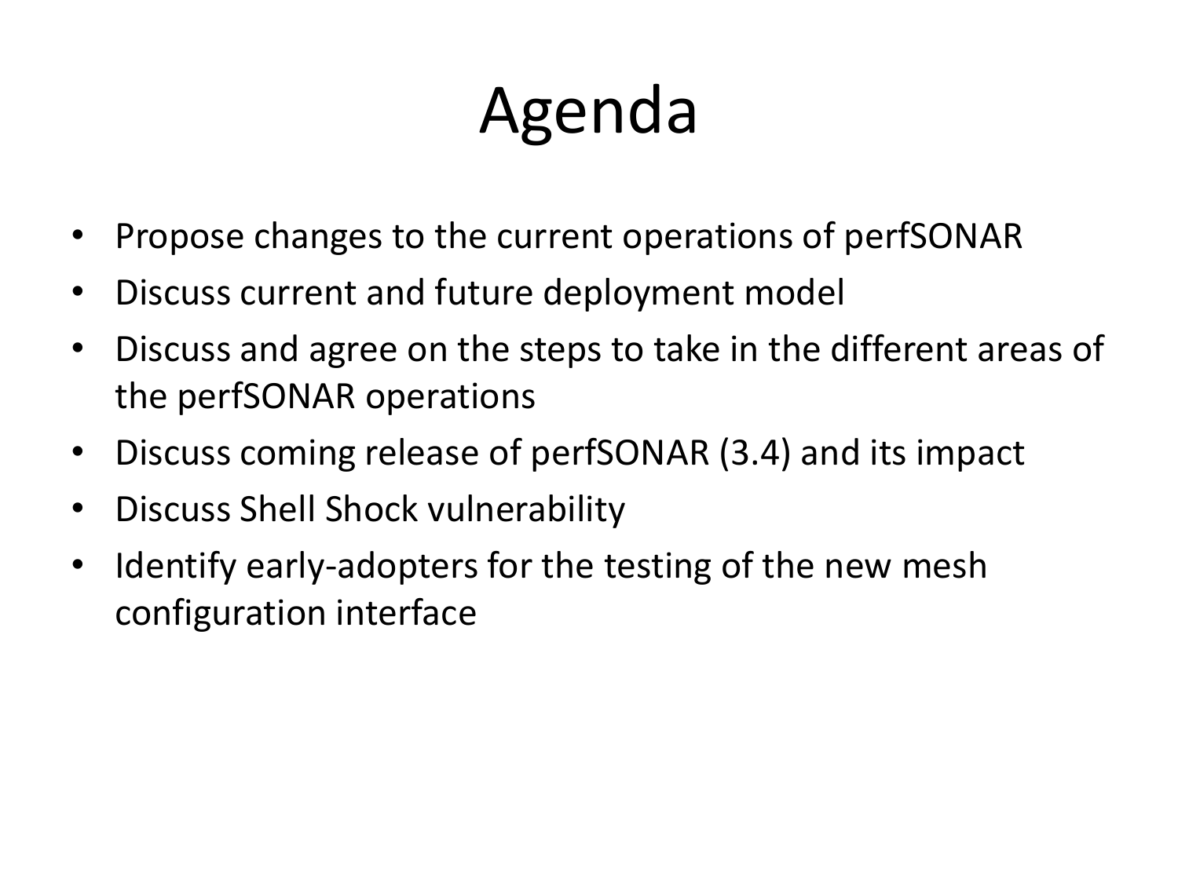# Agenda

- Propose changes to the current operations of perfSONAR
- Discuss current and future deployment model
- Discuss and agree on the steps to take in the different areas of the perfSONAR operations
- Discuss coming release of perfSONAR (3.4) and its impact
- Discuss Shell Shock vulnerability
- Identify early-adopters for the testing of the new mesh configuration interface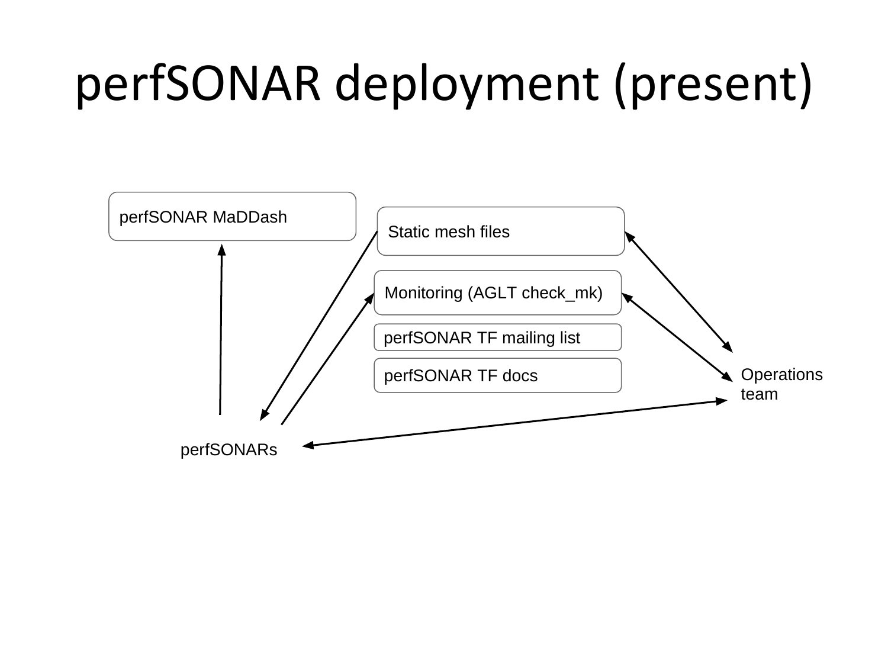# perfSONAR deployment (present)

perfSONAR MaDDash

Static mesh files

Monitoring (AGLT check_mk)

perfSONAR TF mailing list

perfSONAR TF docs

Operations team

perfSONARs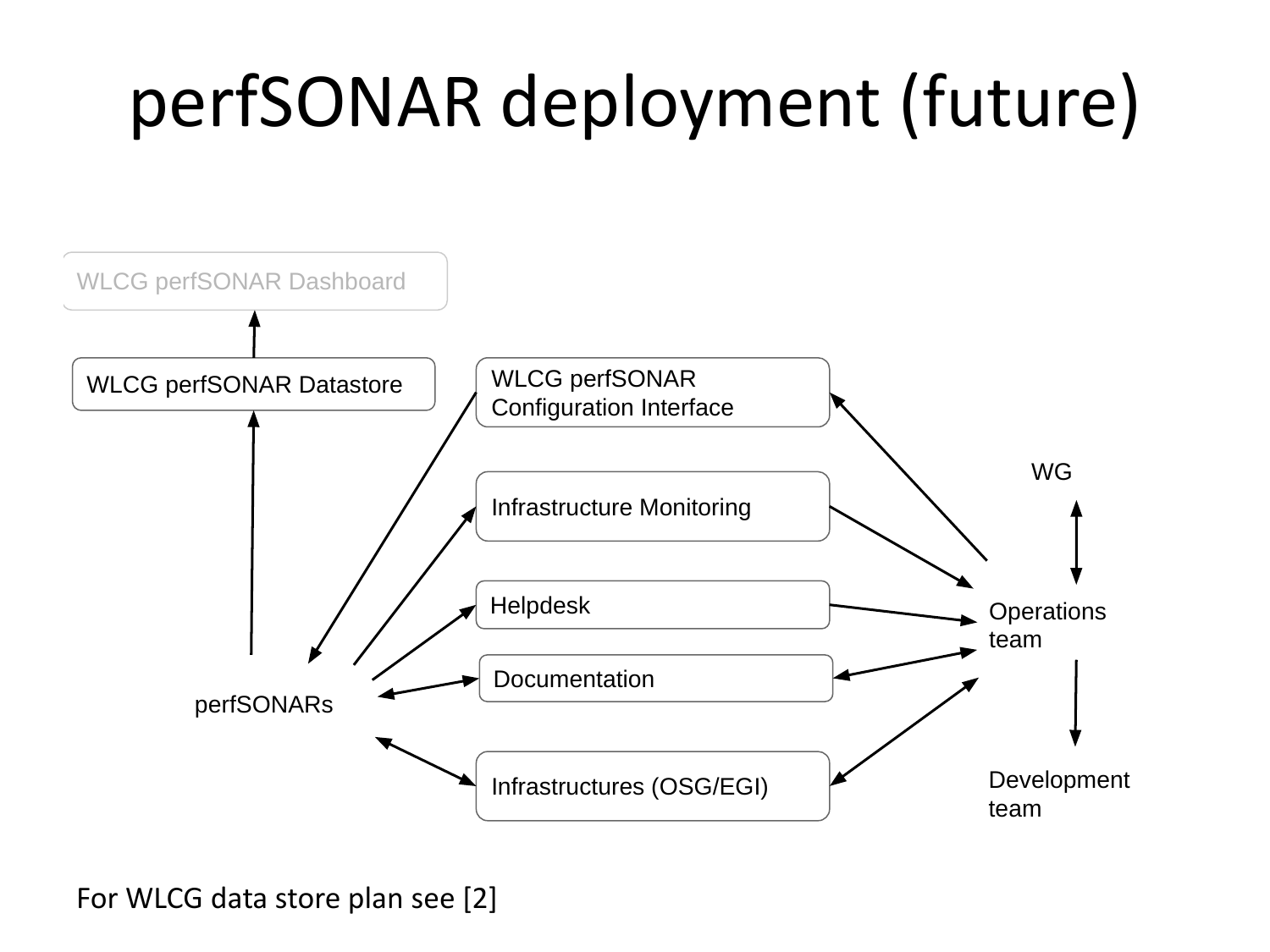# perfSONAR deployment (future)

WLCG perfSONAR Dashboard

WLCG perfSONAR Datastore

WLCG perfSONAR Configuration Interface

Infrastructure Monitoring

Helpdesk

Documentation

Infrastructures (OSG/EGI)

perfSONARs

WG

Operations team

Development team

For WLCG data store plan see [2]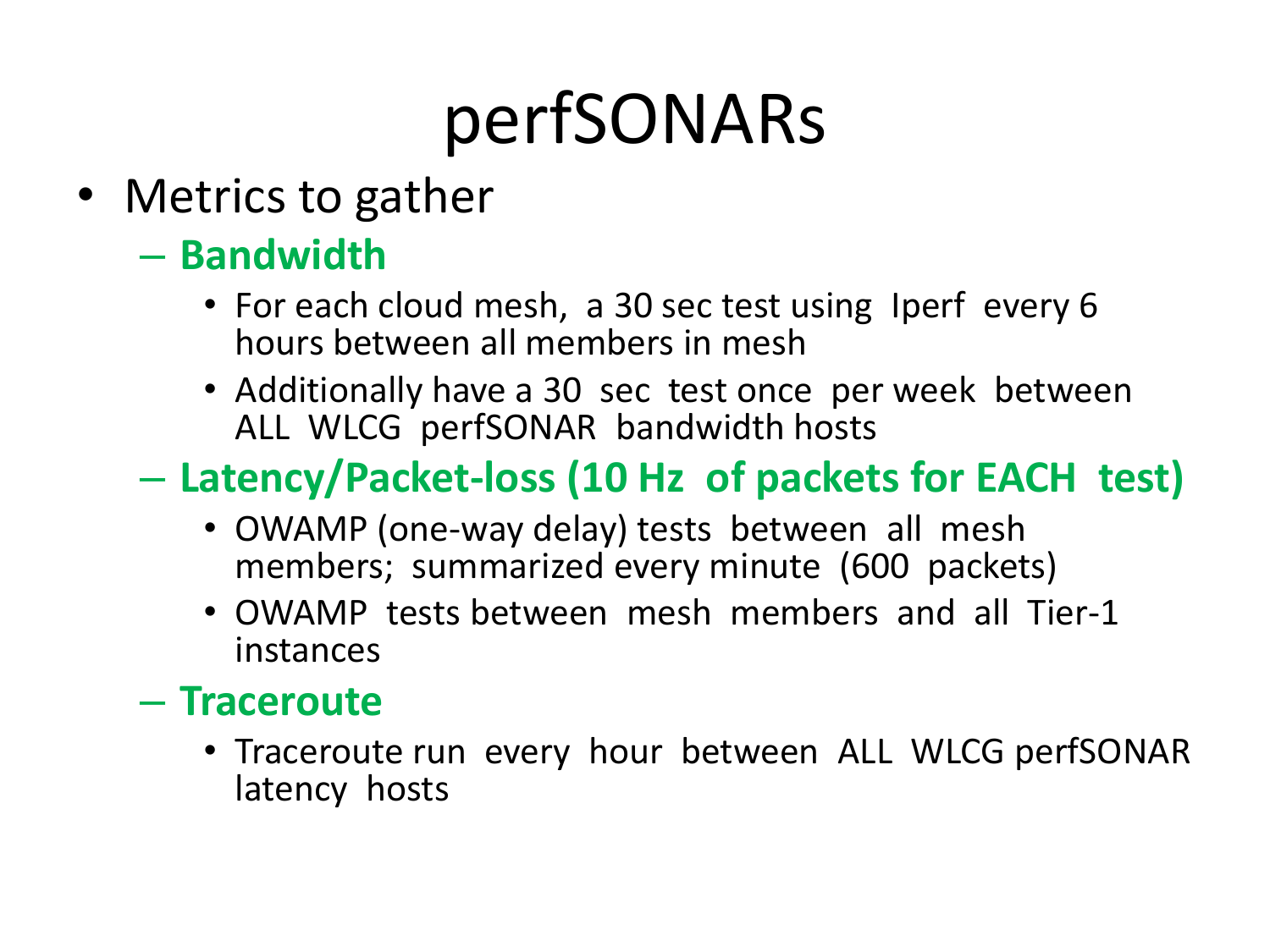# perfSONARs

- Metrics to gather
  - **Bandwidth**
    - For each cloud mesh, a 30 sec test using Iperf every 6 hours between all members in mesh
    - Additionally have a 30 sec test once per week between ALL WLCG perfSONAR bandwidth hosts
  - **Latency/Packet-loss (10 Hz of packets for EACH test)**
    - OWAMP (one-way delay) tests between all mesh members; summarized every minute (600 packets)
    - OWAMP tests between mesh members and all Tier-1 instances
  - **Traceroute**
    - Traceroute run every hour between ALL WLCG perfSONAR latency hosts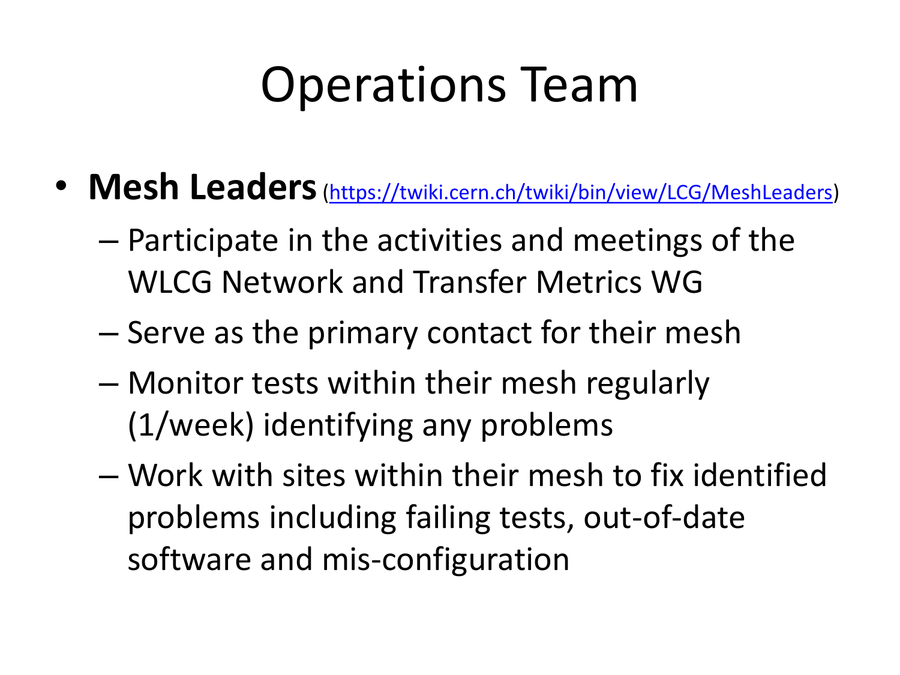# Operations Team

- **Mesh Leaders** (https://twiki.cern.ch/twiki/bin/view/LCG/MeshLeaders)
  - Participate in the activities and meetings of the WLCG Network and Transfer Metrics WG
  - Serve as the primary contact for their mesh
  - Monitor tests within their mesh regularly (1/week) identifying any problems
  - Work with sites within their mesh to fix identified problems including failing tests, out-of-date software and mis-configuration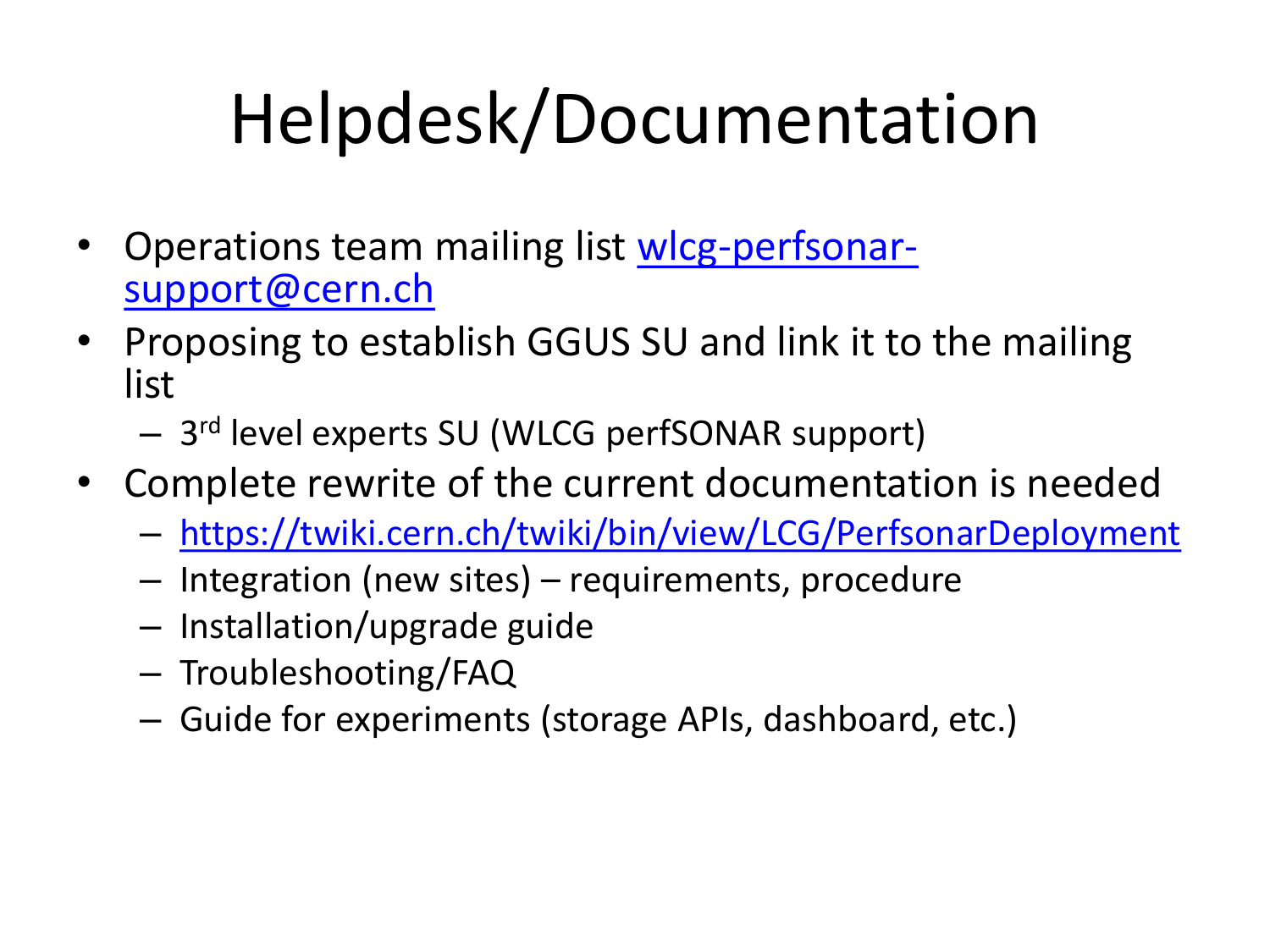# Helpdesk/Documentation

- Operations team mailing list wlcg-perfsonar-support@cern.ch
- Proposing to establish GGUS SU and link it to the mailing list
  - 3rd level experts SU (WLCG perfSONAR support)
- Complete rewrite of the current documentation is needed
  - https://twiki.cern.ch/twiki/bin/view/LCG/PerfsonarDeployment
  - Integration (new sites) – requirements, procedure
  - Installation/upgrade guide
  - Troubleshooting/FAQ
  - Guide for experiments (storage APIs, dashboard, etc.)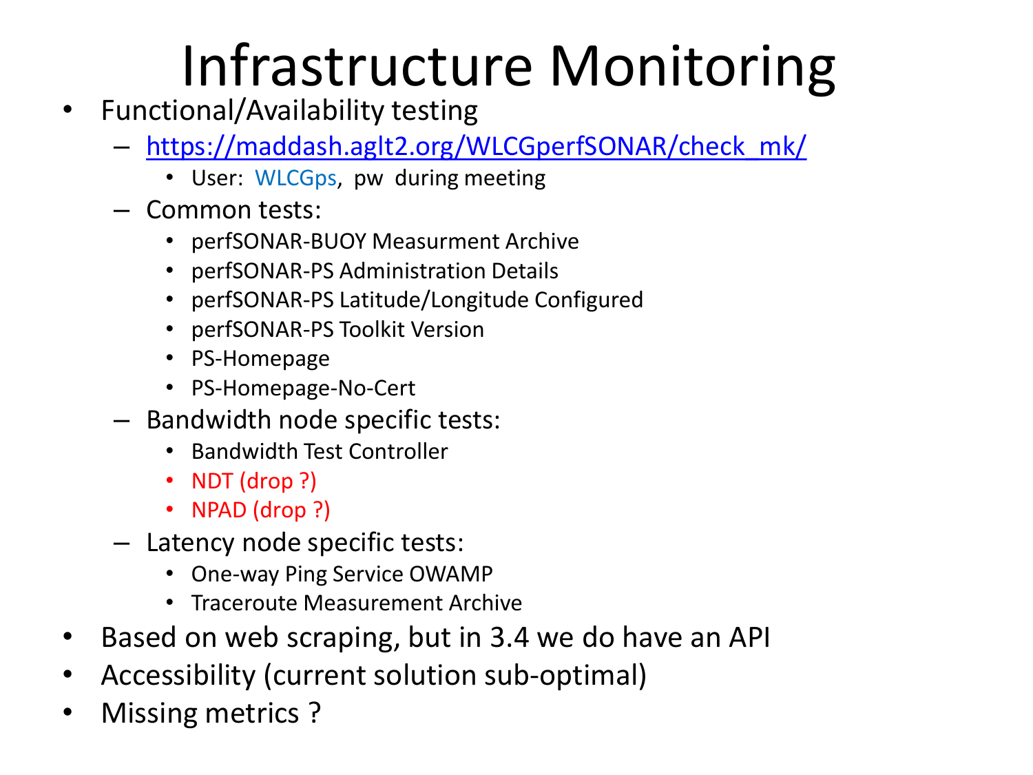# Infrastructure Monitoring

- Functional/Availability testing
  - https://maddash.aglt2.org/WLCGperfSONAR/check_mk/
    - User: WLCGps, pw during meeting
  - Common tests:
    - perfSONAR-BUOY Measurment Archive
    - perfSONAR-PS Administration Details
    - perfSONAR-PS Latitude/Longitude Configured
    - perfSONAR-PS Toolkit Version
    - PS-Homepage
    - PS-Homepage-No-Cert
  - Bandwidth node specific tests:
    - Bandwidth Test Controller
    - NDT (drop ?)
    - NPAD (drop ?)
  - Latency node specific tests:
    - One-way Ping Service OWAMP
    - Traceroute Measurement Archive
- Based on web scraping, but in 3.4 we do have an API
- Accessibility (current solution sub-optimal)
- Missing metrics ?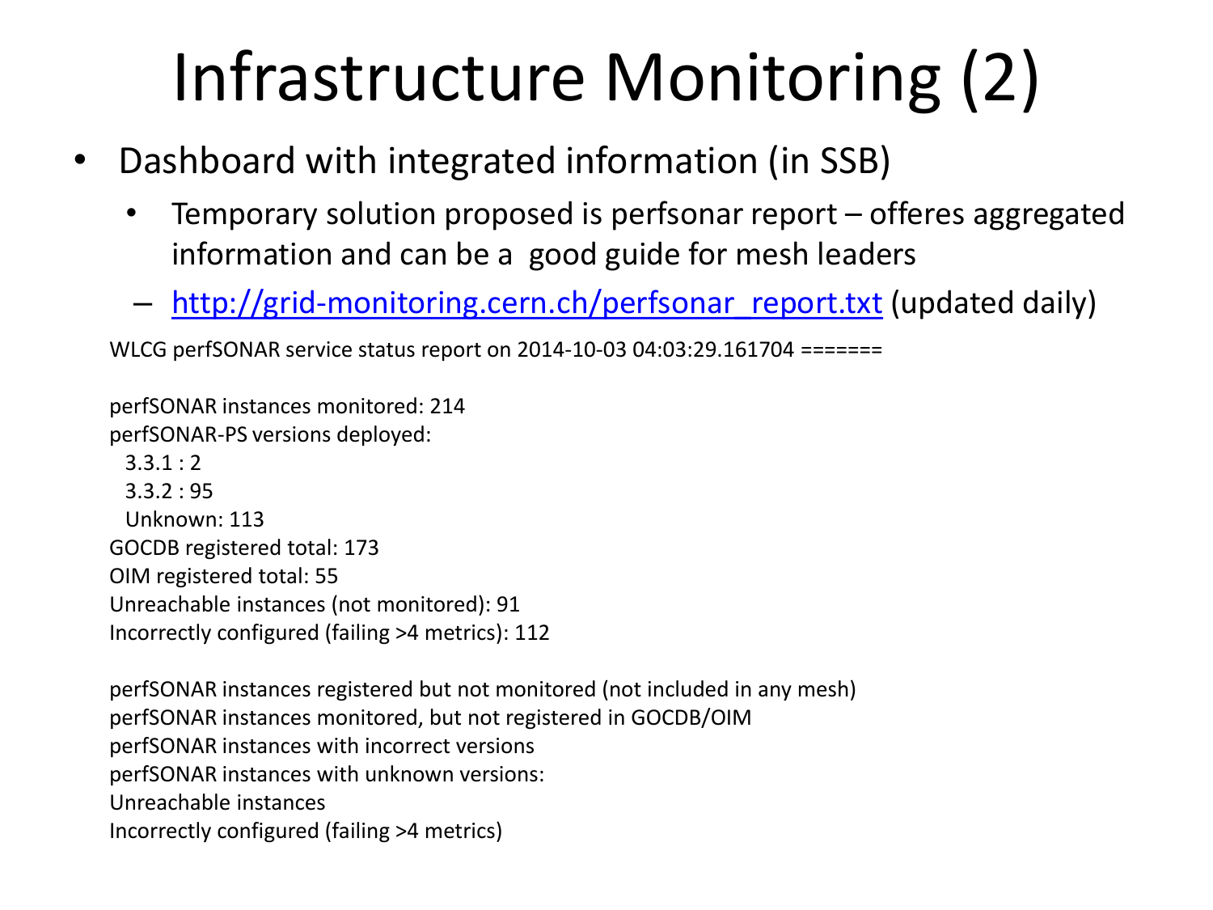# Infrastructure Monitoring (2)

- Dashboard with integrated information (in SSB)
  - Temporary solution proposed is perfsonar report – offeres aggregated information and can be a good guide for mesh leaders
  - http://grid-monitoring.cern.ch/perfsonar_report.txt (updated daily)

WLCG perfSONAR service status report on 2014-10-03 04:03:29.161704 =======

perfSONAR instances monitored: 214
perfSONAR-PS versions deployed:
  3.3.1 : 2
  3.3.2 : 95
  Unknown: 113
GOCDB registered total: 173
OIM registered total: 55
Unreachable instances (not monitored): 91
Incorrectly configured (failing >4 metrics): 112

perfSONAR instances registered but not monitored (not included in any mesh)
perfSONAR instances monitored, but not registered in GOCDB/OIM
perfSONAR instances with incorrect versions
perfSONAR instances with unknown versions:
Unreachable instances
Incorrectly configured (failing >4 metrics)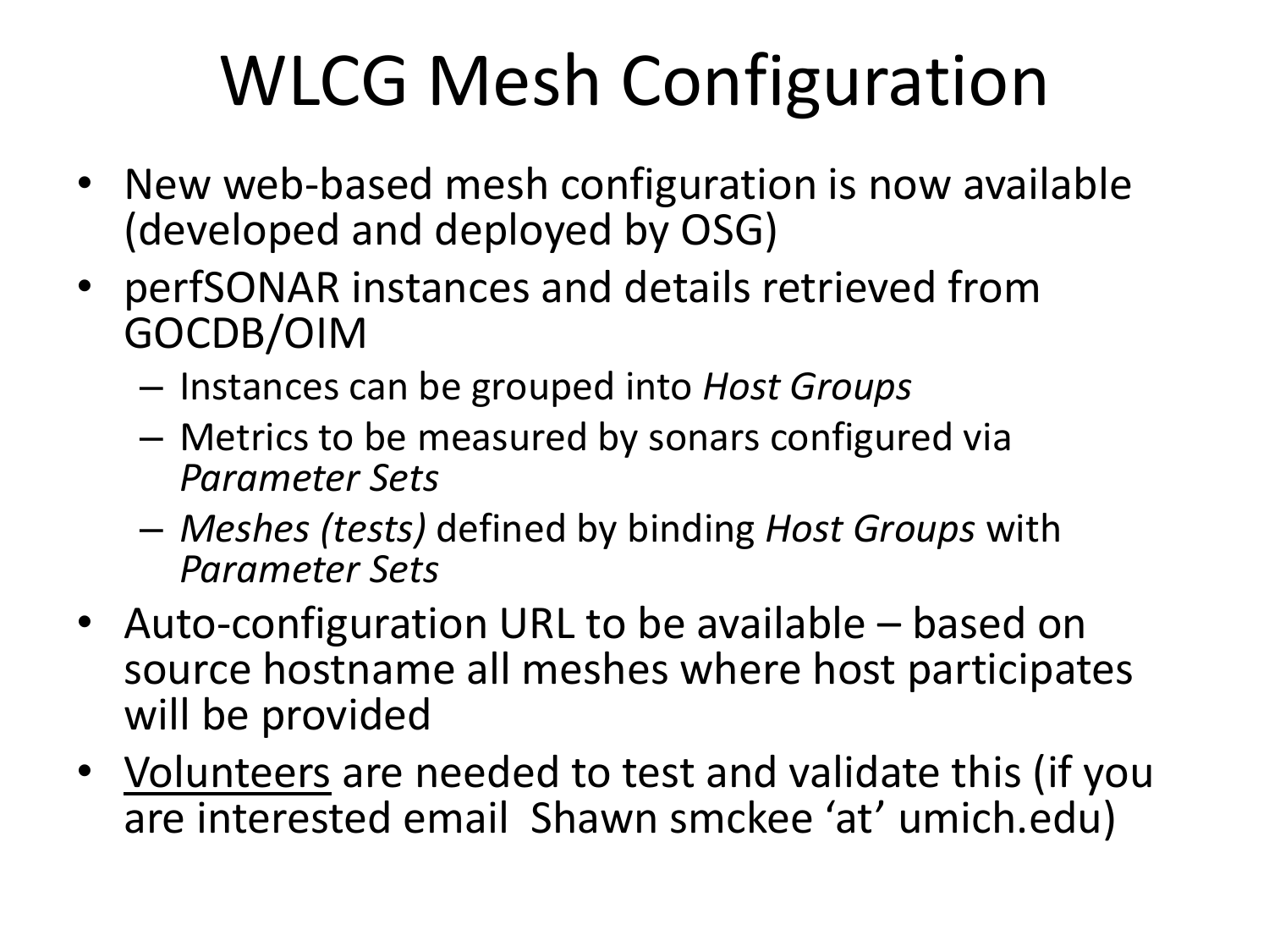# WLCG Mesh Configuration

- New web-based mesh configuration is now available (developed and deployed by OSG)
- perfSONAR instances and details retrieved from GOCDB/OIM
  - Instances can be grouped into *Host Groups*
  - Metrics to be measured by sonars configured via *Parameter Sets*
  - *Meshes (tests)* defined by binding *Host Groups* with *Parameter Sets*
- Auto-configuration URL to be available – based on source hostname all meshes where host participates will be provided
- <u>Volunteers</u> are needed to test and validate this (if you are interested email Shawn smckee 'at' umich.edu)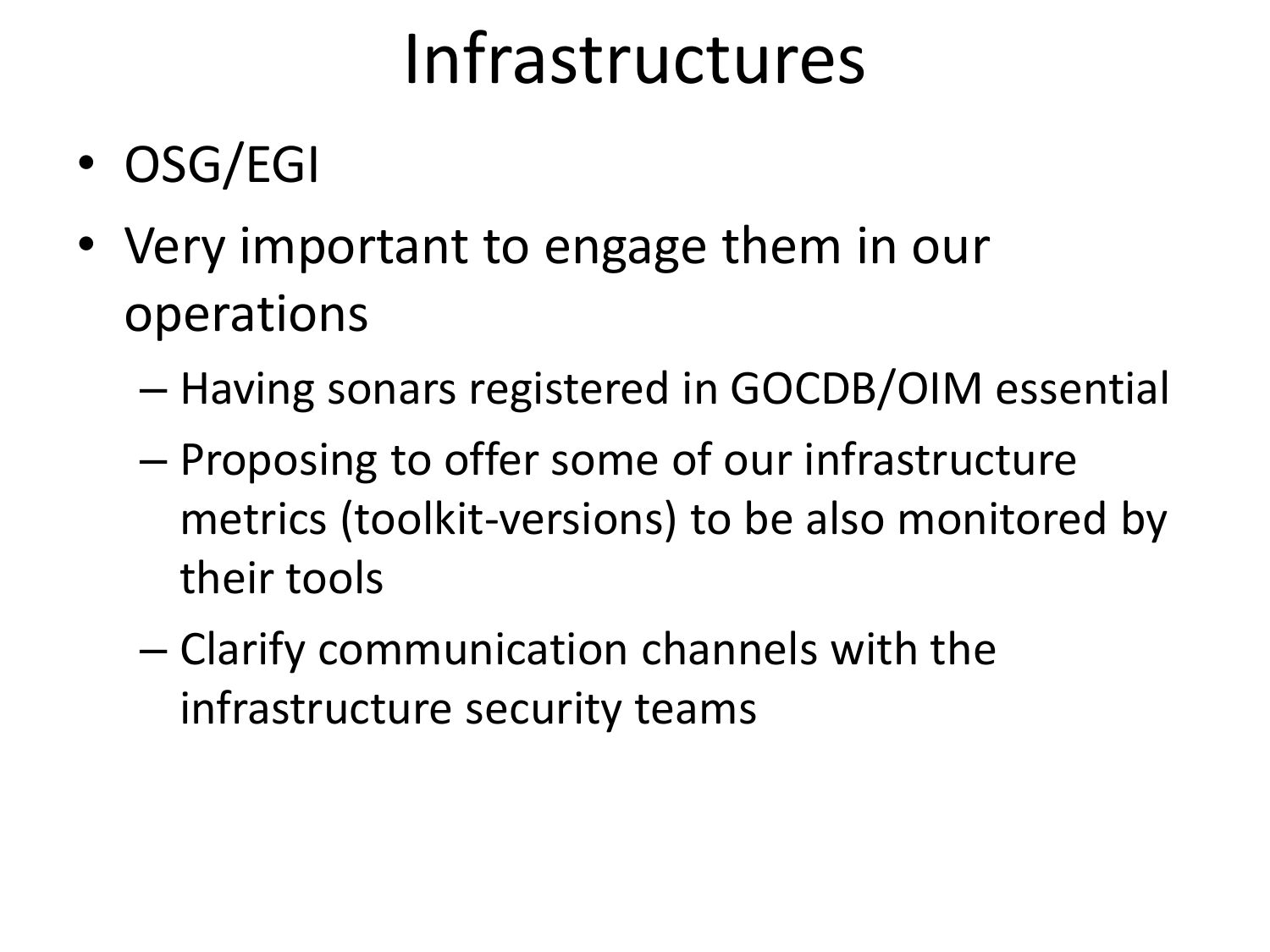# Infrastructures

- OSG/EGI
- Very important to engage them in our operations
  - Having sonars registered in GOCDB/OIM essential
  - Proposing to offer some of our infrastructure metrics (toolkit-versions) to be also monitored by their tools
  - Clarify communication channels with the infrastructure security teams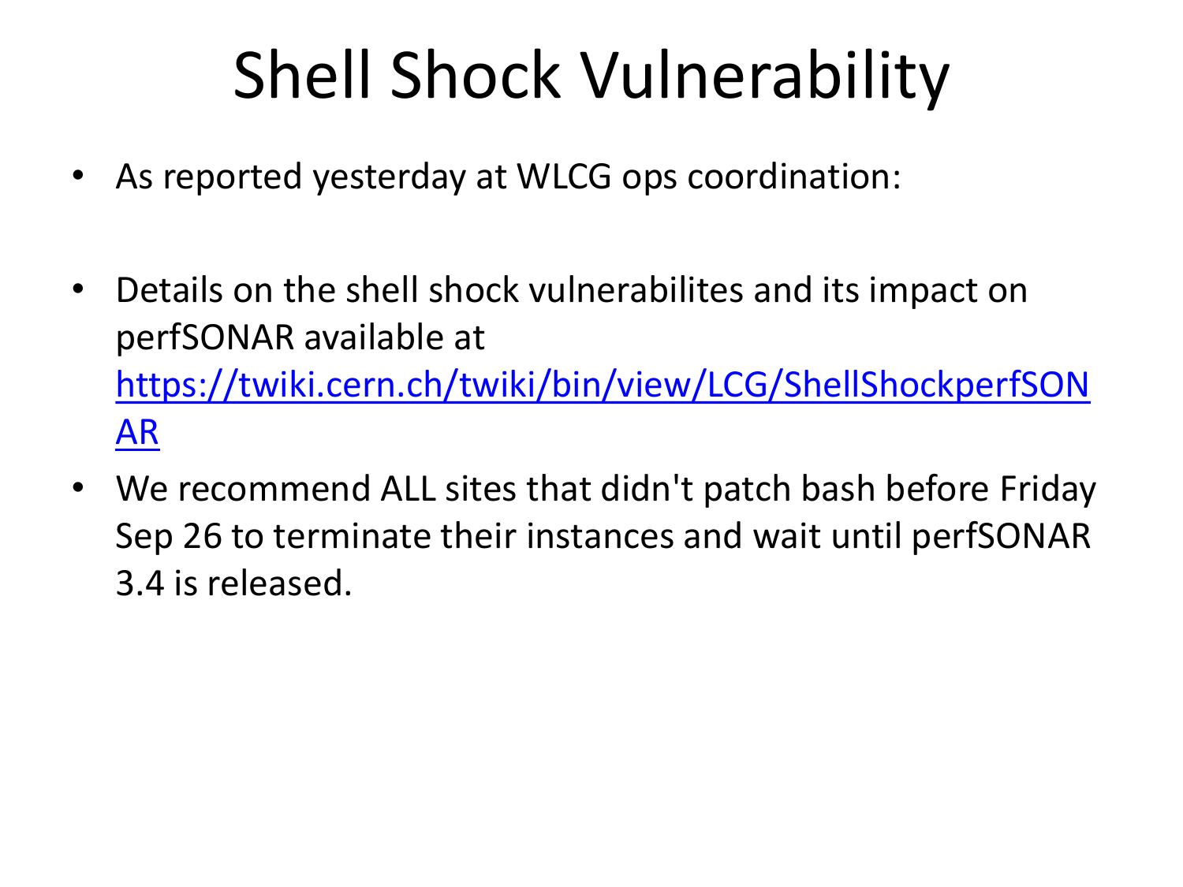# Shell Shock Vulnerability

- As reported yesterday at WLCG ops coordination:

- Details on the shell shock vulnerabilites and its impact on perfSONAR available at [https://twiki.cern.ch/twiki/bin/view/LCG/ShellShockperfSONAR](https://twiki.cern.ch/twiki/bin/view/LCG/ShellShockperfSONAR)
- We recommend ALL sites that didn't patch bash before Friday Sep 26 to terminate their instances and wait until perfSONAR 3.4 is released.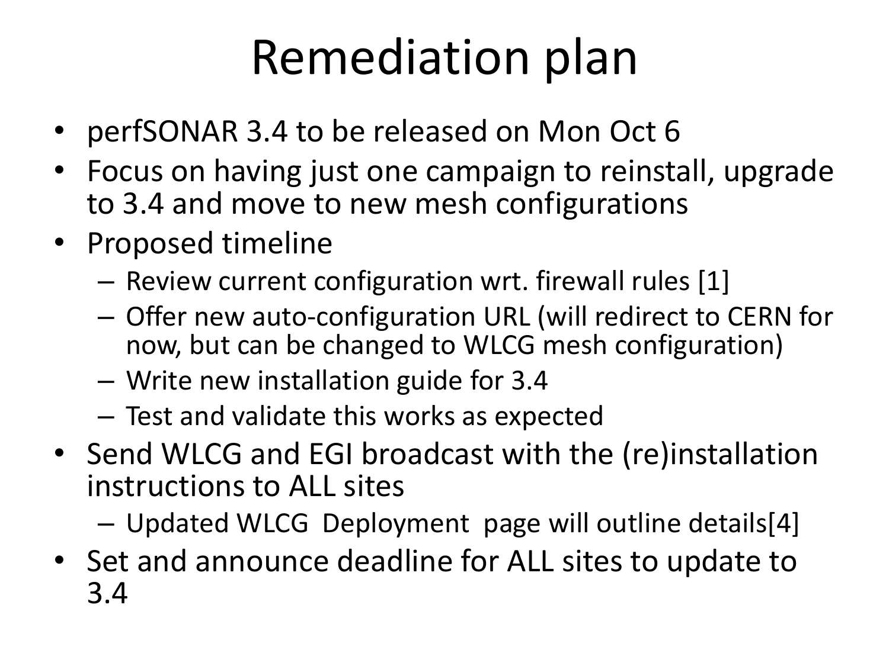# Remediation plan

- perfSONAR 3.4 to be released on Mon Oct 6
- Focus on having just one campaign to reinstall, upgrade to 3.4 and move to new mesh configurations
- Proposed timeline
  - Review current configuration wrt. firewall rules [1]
  - Offer new auto-configuration URL (will redirect to CERN for now, but can be changed to WLCG mesh configuration)
  - Write new installation guide for 3.4
  - Test and validate this works as expected
- Send WLCG and EGI broadcast with the (re)installation instructions to ALL sites
  - Updated WLCG Deployment page will outline details[4]
- Set and announce deadline for ALL sites to update to 3.4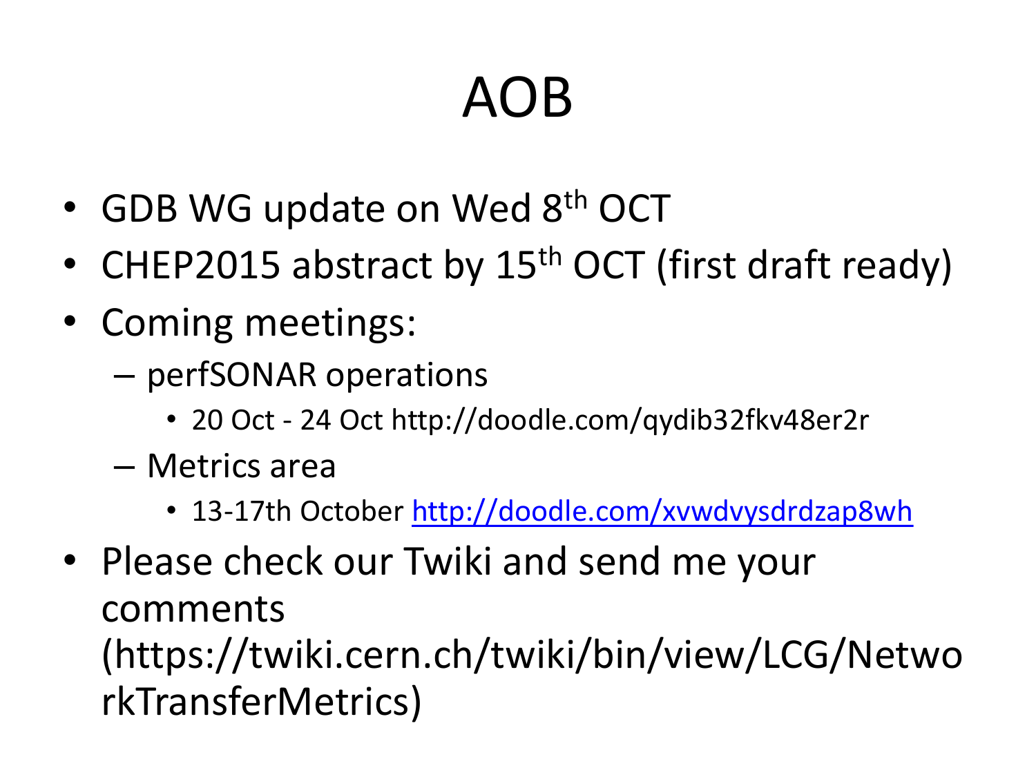# AOB

- GDB WG update on Wed 8th OCT
- CHEP2015 abstract by 15th OCT (first draft ready)
- Coming meetings:
  - perfSONAR operations
    - 20 Oct - 24 Oct http://doodle.com/qydib32fkv48er2r
  - Metrics area
    - 13-17th October http://doodle.com/xvwdvysdrdzap8wh
- Please check our Twiki and send me your comments (https://twiki.cern.ch/twiki/bin/view/LCG/NetworkTransferMetrics)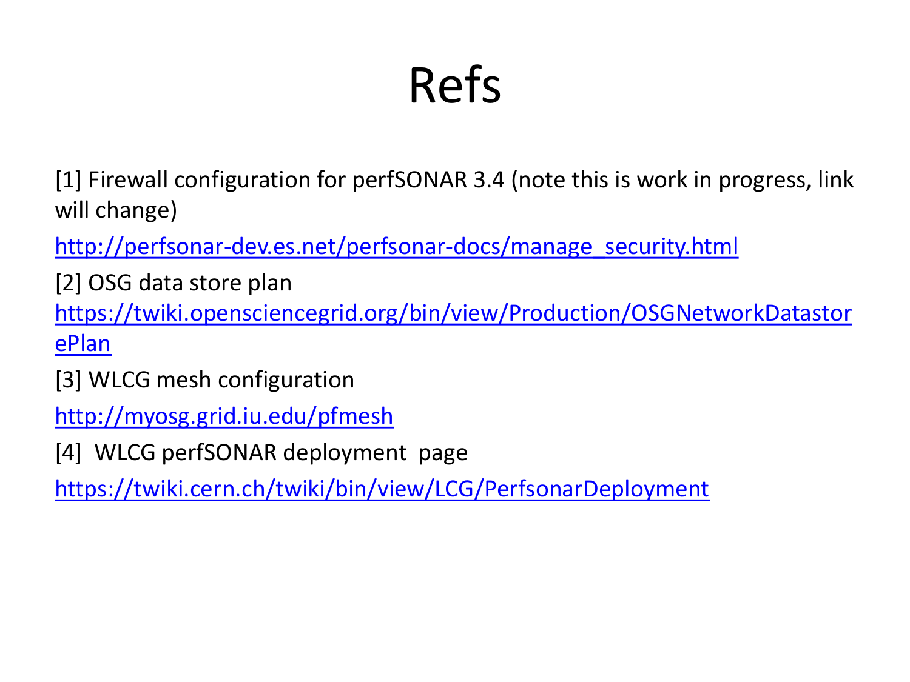# Refs

[1] Firewall configuration for perfSONAR 3.4 (note this is work in progress, link will change)

http://perfsonar-dev.es.net/perfsonar-docs/manage_security.html

[2] OSG data store plan

https://twiki.opensciencegrid.org/bin/view/Production/OSGNetworkDatastorePlan

[3] WLCG mesh configuration

http://myosg.grid.iu.edu/pfmesh

[4] WLCG perfSONAR deployment page

https://twiki.cern.ch/twiki/bin/view/LCG/PerfsonarDeployment